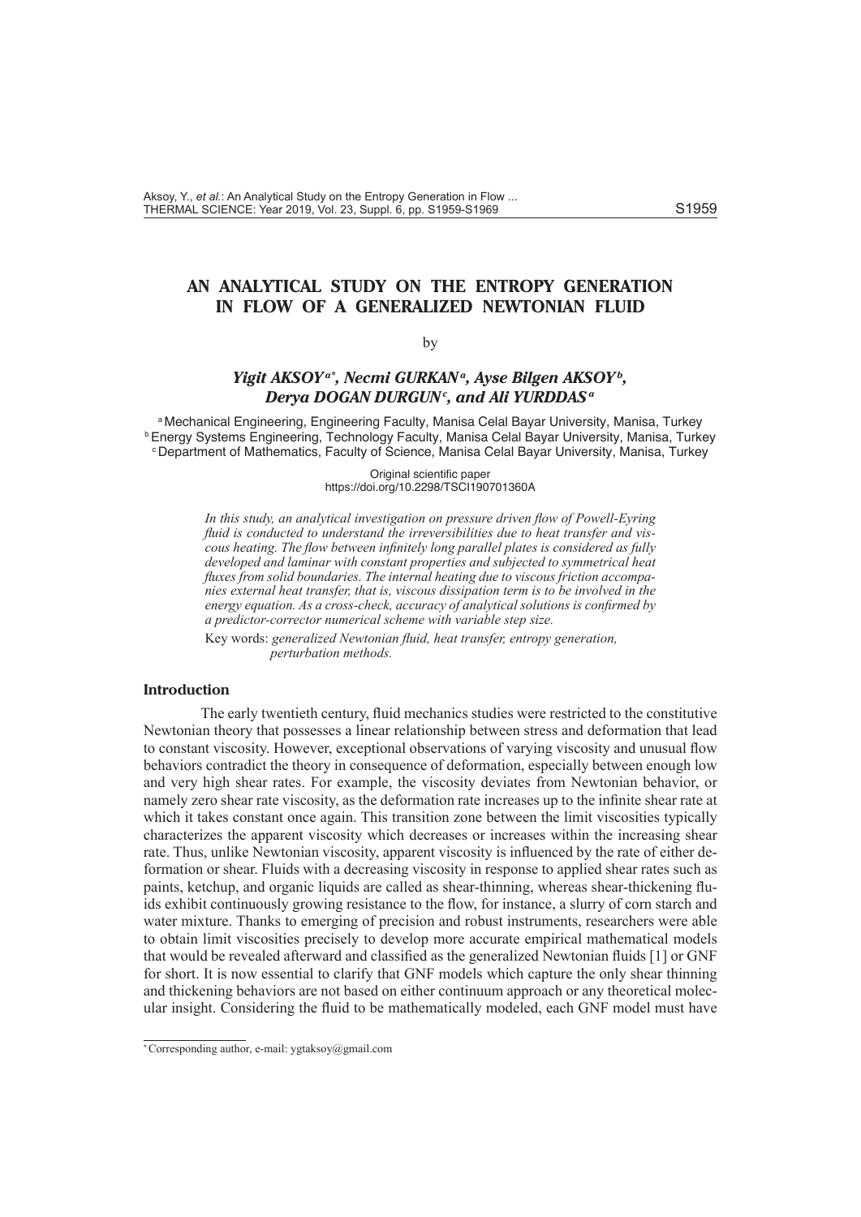# AN ANALYTICAL STUDY ON THE ENTROPY GENERATION IN FLOW OF A GENERALIZED NEWTONIAN FLUID

by

***Yigit AKSOY[a*], Necmi GURKAN[a], Ayse Bilgen AKSOY[b], Derya DOGAN DURGUN[c], and Ali YURDDAS[a]***

[a] Mechanical Engineering, Engineering Faculty, Manisa Celal Bayar University, Manisa, Turkey
[b] Energy Systems Engineering, Technology Faculty, Manisa Celal Bayar University, Manisa, Turkey
[c] Department of Mathematics, Faculty of Science, Manisa Celal Bayar University, Manisa, Turkey

Original scientific paper
https://doi.org/10.2298/TSCI190701360A

*In this study, an analytical investigation on pressure driven flow of Powell-Eyring fluid is conducted to understand the irreversibilities due to heat transfer and viscous heating. The flow between infinitely long parallel plates is considered as fully developed and laminar with constant properties and subjected to symmetrical heat fluxes from solid boundaries. The internal heating due to viscous friction accompanies external heat transfer, that is, viscous dissipation term is to be involved in the energy equation. As a cross-check, accuracy of analytical solutions is confirmed by a predictor-corrector numerical scheme with variable step size.*

Key words: *generalized Newtonian fluid, heat transfer, entropy generation, perturbation methods.*

## Introduction

The early twentieth century, fluid mechanics studies were restricted to the constitutive Newtonian theory that possesses a linear relationship between stress and deformation that lead to constant viscosity. However, exceptional observations of varying viscosity and unusual flow behaviors contradict the theory in consequence of deformation, especially between enough low and very high shear rates. For example, the viscosity deviates from Newtonian behavior, or namely zero shear rate viscosity, as the deformation rate increases up to the infinite shear rate at which it takes constant once again. This transition zone between the limit viscosities typically characterizes the apparent viscosity which decreases or increases within the increasing shear rate. Thus, unlike Newtonian viscosity, apparent viscosity is influenced by the rate of either deformation or shear. Fluids with a decreasing viscosity in response to applied shear rates such as paints, ketchup, and organic liquids are called as shear-thinning, whereas shear-thickening fluids exhibit continuously growing resistance to the flow, for instance, a slurry of corn starch and water mixture. Thanks to emerging of precision and robust instruments, researchers were able to obtain limit viscosities precisely to develop more accurate empirical mathematical models that would be revealed afterward and classified as the generalized Newtonian fluids [1] or GNF for short. It is now essential to clarify that GNF models which capture the only shear thinning and thickening behaviors are not based on either continuum approach or any theoretical molecular insight. Considering the fluid to be mathematically modeled, each GNF model must have

---

[*] Corresponding author, e-mail: ygtaksoy@gmail.com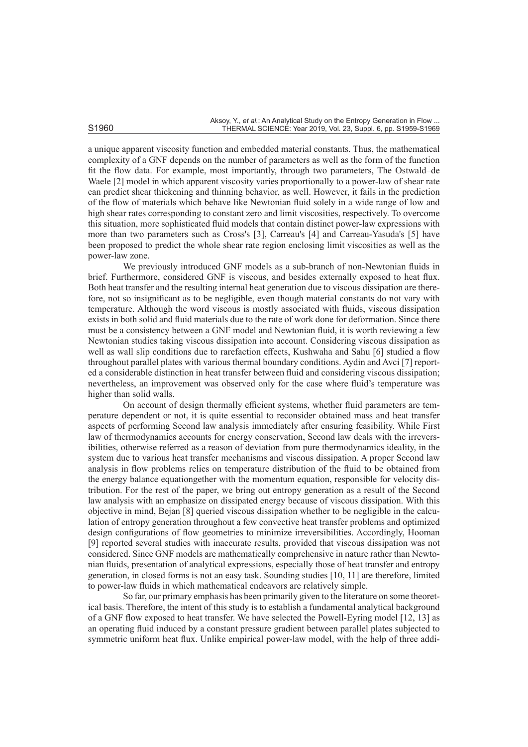a unique apparent viscosity function and embedded material constants. Thus, the mathematical complexity of a GNF depends on the number of parameters as well as the form of the function fit the flow data. For example, most importantly, through two parameters, The Ostwald–de Waele [2] model in which apparent viscosity varies proportionally to a power-law of shear rate can predict shear thickening and thinning behavior, as well. However, it fails in the prediction of the flow of materials which behave like Newtonian fluid solely in a wide range of low and high shear rates corresponding to constant zero and limit viscosities, respectively. To overcome this situation, more sophisticated fluid models that contain distinct power-law expressions with more than two parameters such as Cross's [3], Carreau's [4] and Carreau-Yasuda's [5] have been proposed to predict the whole shear rate region enclosing limit viscosities as well as the power-law zone.

We previously introduced GNF models as a sub-branch of non-Newtonian fluids in brief. Furthermore, considered GNF is viscous, and besides externally exposed to heat flux. Both heat transfer and the resulting internal heat generation due to viscous dissipation are therefore, not so insignificant as to be negligible, even though material constants do not vary with temperature. Although the word viscous is mostly associated with fluids, viscous dissipation exists in both solid and fluid materials due to the rate of work done for deformation. Since there must be a consistency between a GNF model and Newtonian fluid, it is worth reviewing a few Newtonian studies taking viscous dissipation into account. Considering viscous dissipation as well as wall slip conditions due to rarefaction effects, Kushwaha and Sahu [6] studied a flow throughout parallel plates with various thermal boundary conditions. Aydin and Avci [7] reported a considerable distinction in heat transfer between fluid and considering viscous dissipation; nevertheless, an improvement was observed only for the case where fluid's temperature was higher than solid walls.

On account of design thermally efficient systems, whether fluid parameters are temperature dependent or not, it is quite essential to reconsider obtained mass and heat transfer aspects of performing Second law analysis immediately after ensuring feasibility. While First law of thermodynamics accounts for energy conservation, Second law deals with the irreversibilities, otherwise referred as a reason of deviation from pure thermodynamics ideality, in the system due to various heat transfer mechanisms and viscous dissipation. A proper Second law analysis in flow problems relies on temperature distribution of the fluid to be obtained from the energy balance equationgether with the momentum equation, responsible for velocity distribution. For the rest of the paper, we bring out entropy generation as a result of the Second law analysis with an emphasize on dissipated energy because of viscous dissipation. With this objective in mind, Bejan [8] queried viscous dissipation whether to be negligible in the calculation of entropy generation throughout a few convective heat transfer problems and optimized design configurations of flow geometries to minimize irreversibilities. Accordingly, Hooman [9] reported several studies with inaccurate results, provided that viscous dissipation was not considered. Since GNF models are mathematically comprehensive in nature rather than Newtonian fluids, presentation of analytical expressions, especially those of heat transfer and entropy generation, in closed forms is not an easy task. Sounding studies [10, 11] are therefore, limited to power-law fluids in which mathematical endeavors are relatively simple.

So far, our primary emphasis has been primarily given to the literature on some theoretical basis. Therefore, the intent of this study is to establish a fundamental analytical background of a GNF flow exposed to heat transfer. We have selected the Powell-Eyring model [12, 13] as an operating fluid induced by a constant pressure gradient between parallel plates subjected to symmetric uniform heat flux. Unlike empirical power-law model, with the help of three addi-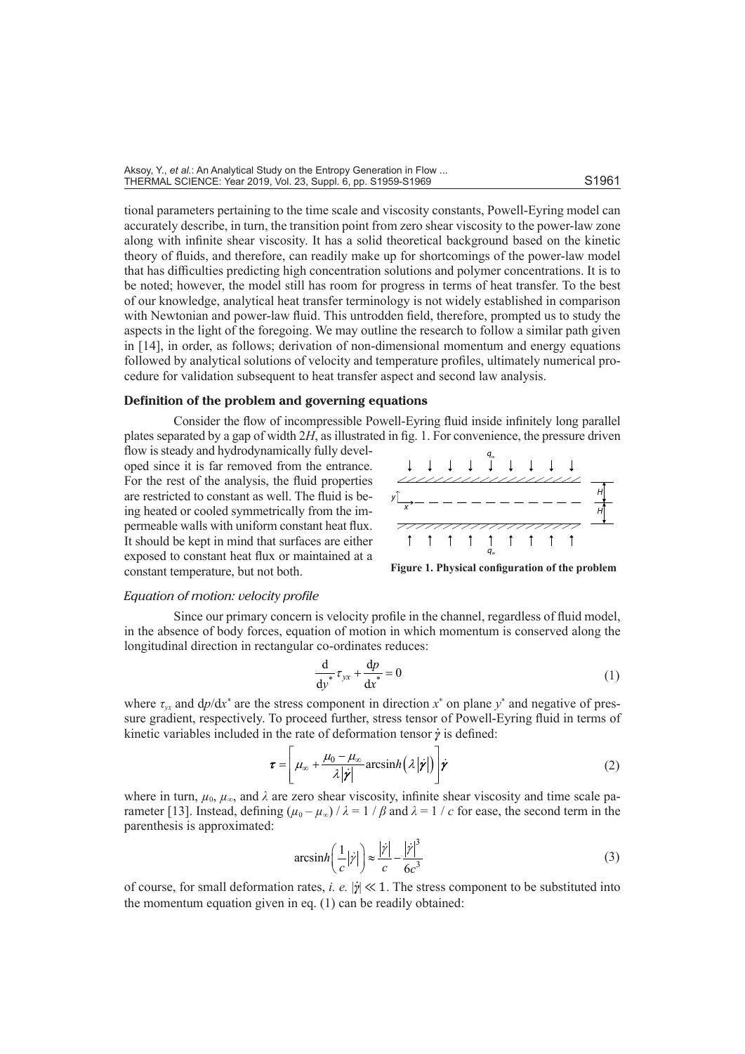tional parameters pertaining to the time scale and viscosity constants, Powell-Eyring model can accurately describe, in turn, the transition point from zero shear viscosity to the power-law zone along with infinite shear viscosity. It has a solid theoretical background based on the kinetic theory of fluids, and therefore, can readily make up for shortcomings of the power-law model that has difficulties predicting high concentration solutions and polymer concentrations. It is to be noted; however, the model still has room for progress in terms of heat transfer. To the best of our knowledge, analytical heat transfer terminology is not widely established in comparison with Newtonian and power-law fluid. This untrodden field, therefore, prompted us to study the aspects in the light of the foregoing. We may outline the research to follow a similar path given in [14], in order, as follows; derivation of non-dimensional momentum and energy equations followed by analytical solutions of velocity and temperature profiles, ultimately numerical procedure for validation subsequent to heat transfer aspect and second law analysis.

## Definition of the problem and governing equations

Consider the flow of incompressible Powell-Eyring fluid inside infinitely long parallel plates separated by a gap of width $2H$, as illustrated in fig. 1. For convenience, the pressure driven flow is steady and hydrodynamically fully developed since it is far removed from the entrance. For the rest of the analysis, the fluid properties are restricted to constant as well. The fluid is being heated or cooled symmetrically from the impermeable walls with uniform constant heat flux. It should be kept in mind that surfaces are either exposed to constant heat flux or maintained at a constant temperature, but not both.

**Figure 1. Physical configuration of the problem**

### *Equation of motion: velocity profile*

Since our primary concern is velocity profile in the channel, regardless of fluid model, in the absence of body forces, equation of motion in which momentum is conserved along the longitudinal direction in rectangular co-ordinates reduces:

$$\frac{\mathrm{d}}{\mathrm{d}y^*}\tau_{yx} + \frac{\mathrm{d}p}{\mathrm{d}x^*} = 0 \tag{1}$$

where $\tau_{yx}$ and $\mathrm{d}p/\mathrm{d}x^*$ are the stress component in direction $x^*$ on plane $y^*$ and negative of pressure gradient, respectively. To proceed further, stress tensor of Powell-Eyring fluid in terms of kinetic variables included in the rate of deformation tensor $\dot{\boldsymbol{\gamma}}$ is defined:

$$\boldsymbol{\tau} = \left[\mu_\infty + \frac{\mu_0 - \mu_\infty}{\lambda|\dot{\boldsymbol{\gamma}}|}\operatorname{arcsinh}\left(\lambda|\dot{\boldsymbol{\gamma}}|\right)\right]\dot{\boldsymbol{\gamma}} \tag{2}$$

where in turn, $\mu_0$, $\mu_\infty$, and $\lambda$ are zero shear viscosity, infinite shear viscosity and time scale parameter [13]. Instead, defining $(\mu_0 - \mu_\infty) / \lambda = 1 / \beta$ and $\lambda = 1 / c$ for ease, the second term in the parenthesis is approximated:

$$\operatorname{arcsinh}\left(\frac{1}{c}|\dot{\gamma}|\right) \approx \frac{|\dot{\gamma}|}{c} - \frac{|\dot{\gamma}|^3}{6c^3} \tag{3}$$

of course, for small deformation rates, *i. e.* $|\dot{\boldsymbol{\gamma}}| \ll 1$. The stress component to be substituted into the momentum equation given in eq. (1) can be readily obtained: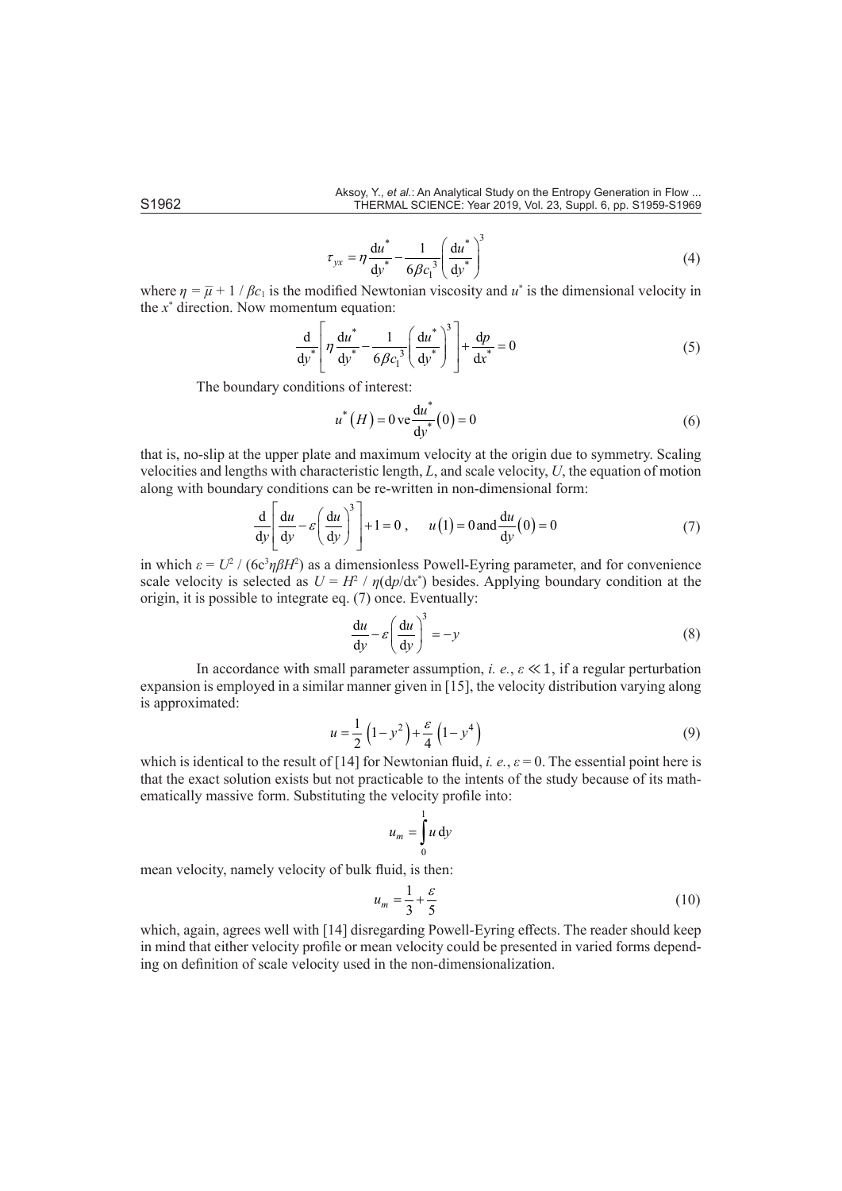$$\tau_{yx} = \eta \frac{\mathrm{d}u^*}{\mathrm{d}y^*} - \frac{1}{6\beta c_1^3}\left(\frac{\mathrm{d}u^*}{\mathrm{d}y^*}\right)^3 \tag{4}$$

where $\eta = \bar{\mu} + 1 / \beta c_1$ is the modified Newtonian viscosity and $u^*$ is the dimensional velocity in the $x^*$ direction. Now momentum equation:

$$\frac{\mathrm{d}}{\mathrm{d}y^*}\left[\eta \frac{\mathrm{d}u^*}{\mathrm{d}y^*} - \frac{1}{6\beta c_1^3}\left(\frac{\mathrm{d}u^*}{\mathrm{d}y^*}\right)^3\right] + \frac{\mathrm{d}p}{\mathrm{d}x^*} = 0 \tag{5}$$

The boundary conditions of interest:

$$u^*(H) = 0 \,\text{ve}\, \frac{\mathrm{d}u^*}{\mathrm{d}y^*}(0) = 0 \tag{6}$$

that is, no-slip at the upper plate and maximum velocity at the origin due to symmetry. Scaling velocities and lengths with characteristic length, $L$, and scale velocity, $U$, the equation of motion along with boundary conditions can be re-written in non-dimensional form:

$$\frac{\mathrm{d}}{\mathrm{d}y}\left[\frac{\mathrm{d}u}{\mathrm{d}y} - \varepsilon\left(\frac{\mathrm{d}u}{\mathrm{d}y}\right)^3\right] + 1 = 0\,, \qquad u(1) = 0 \,\text{and}\, \frac{\mathrm{d}u}{\mathrm{d}y}(0) = 0 \tag{7}$$

in which $\varepsilon = U^2 / (6c^3\eta\beta H^2)$ as a dimensionless Powell-Eyring parameter, and for convenience scale velocity is selected as $U = H^2 / \eta(\mathrm{d}p/\mathrm{d}x^*)$ besides. Applying boundary condition at the origin, it is possible to integrate eq. (7) once. Eventually:

$$\frac{\mathrm{d}u}{\mathrm{d}y} - \varepsilon\left(\frac{\mathrm{d}u}{\mathrm{d}y}\right)^3 = -y \tag{8}$$

In accordance with small parameter assumption, *i. e.*, $\varepsilon \ll 1$, if a regular perturbation expansion is employed in a similar manner given in [15], the velocity distribution varying along is approximated:

$$u = \frac{1}{2}\left(1 - y^2\right) + \frac{\varepsilon}{4}\left(1 - y^4\right) \tag{9}$$

which is identical to the result of [14] for Newtonian fluid, *i. e.*, $\varepsilon = 0$. The essential point here is that the exact solution exists but not practicable to the intents of the study because of its mathematically massive form. Substituting the velocity profile into:

$$u_m = \int_0^1 u \,\mathrm{d}y$$

mean velocity, namely velocity of bulk fluid, is then:

$$u_m = \frac{1}{3} + \frac{\varepsilon}{5} \tag{10}$$

which, again, agrees well with [14] disregarding Powell-Eyring effects. The reader should keep in mind that either velocity profile or mean velocity could be presented in varied forms depending on definition of scale velocity used in the non-dimensionalization.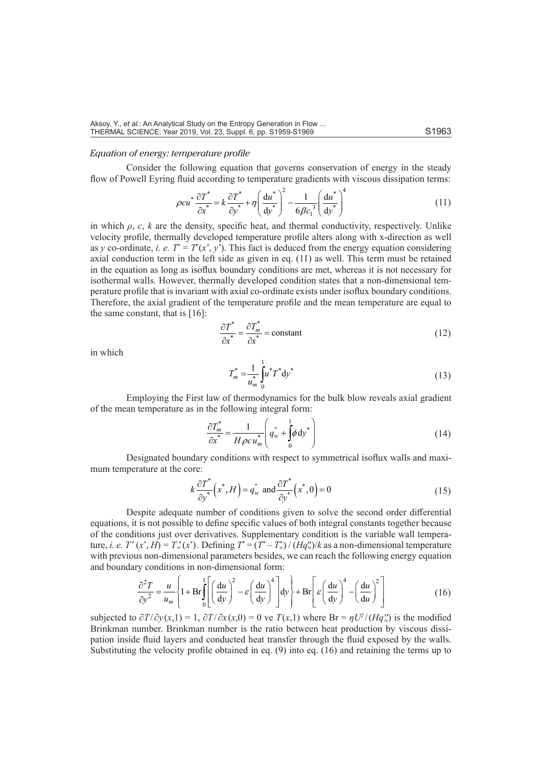### *Equation of energy: temperature profile*

Consider the following equation that governs conservation of energy in the steady flow of Powell Eyring fluid according to temperature gradients with viscous dissipation terms:

$$\rho c u^* \frac{\partial T^*}{\partial x^*} = k \frac{\partial T^*}{\partial y^*} + \eta \left( \frac{\mathrm{d}u^*}{\mathrm{d}y^*} \right)^2 - \frac{1}{6\beta c_1^3} \left( \frac{\mathrm{d}u^*}{\mathrm{d}y^*} \right)^4 \tag{11}$$

in which $\rho$, $c$, $k$ are the density, specific heat, and thermal conductivity, respectively. Unlike velocity profile, thermally developed temperature profile alters along with x-direction as well as $y$ co-ordinate, *i. e.* $T^* = T^*(x^*, y^*)$. This fact is deduced from the energy equation considering axial conduction term in the left side as given in eq. (11) as well. This term must be retained in the equation as long as isoflux boundary conditions are met, whereas it is not necessary for isothermal walls. However, thermally developed condition states that a non-dimensional temperature profile that is invariant with axial co-ordinate exists under isoflux boundary conditions. Therefore, the axial gradient of the temperature profile and the mean temperature are equal to the same constant, that is [16]:

$$\frac{\partial T^*}{\partial x^*} = \frac{\partial T_m^*}{\partial x^*} = \text{constant} \tag{12}$$

in which

$$T_m^* = \frac{1}{u_m^*} \int_0^1 u^* T^* \mathrm{d}y^* \tag{13}$$

Employing the First law of thermodynamics for the bulk blow reveals axial gradient of the mean temperature as in the following integral form:

$$\frac{\partial T_m^*}{\partial x^*} = \frac{1}{H \rho c u_m^*} \left( q_w^" + \int_0^1 \phi \, \mathrm{d}y^* \right) \tag{14}$$

Designated boundary conditions with respect to symmetrical isoflux walls and maximum temperature at the core:

$$k \frac{\partial T^*}{\partial y^*}\left(x^*, H\right) = q_w^* \text{ and } \frac{\partial T^*}{\partial y^*}\left(x^*, 0\right) = 0 \tag{15}$$

Despite adequate number of conditions given to solve the second order differential equations, it is not possible to define specific values of both integral constants together because of the conditions just over derivatives. Supplementary condition is the variable wall temperature, *i. e.* $T^*(x^*, H) = T_w^*(x^*)$. Defining $T^* = (T^* - T_w^*) / (Hq_w'')/k$ as a non-dimensional temperature with previous non-dimensional parameters besides, we can reach the following energy equation and boundary conditions in non-dimensional form:

$$\frac{\partial^2 T}{\partial y^2} = \frac{u}{u_m} \left\{ 1 + \mathrm{Br} \int_0^1 \left[ \left( \frac{\mathrm{d}u}{\mathrm{d}y} \right)^2 - \varepsilon \left( \frac{\mathrm{d}u}{\mathrm{d}y} \right)^4 \right] \mathrm{d}y \right\} + \mathrm{Br} \left[ \varepsilon \left( \frac{\mathrm{d}u}{\mathrm{d}y} \right)^4 - \left( \frac{\mathrm{d}u}{\mathrm{d}u} \right)^2 \right] \tag{16}$$

subjected to $\partial T / \partial y(x,1) = 1$, $\partial T / \partial x(x,0) = 0$ ve $T(x,1)$ where $\mathrm{Br} = \eta U^2 / (Hq_w'')$ is the modified Brinkman number. Brinkman number is the ratio between heat production by viscous dissipation inside fluid layers and conducted heat transfer through the fluid exposed by the walls. Substituting the velocity profile obtained in eq. (9) into eq. (16) and retaining the terms up to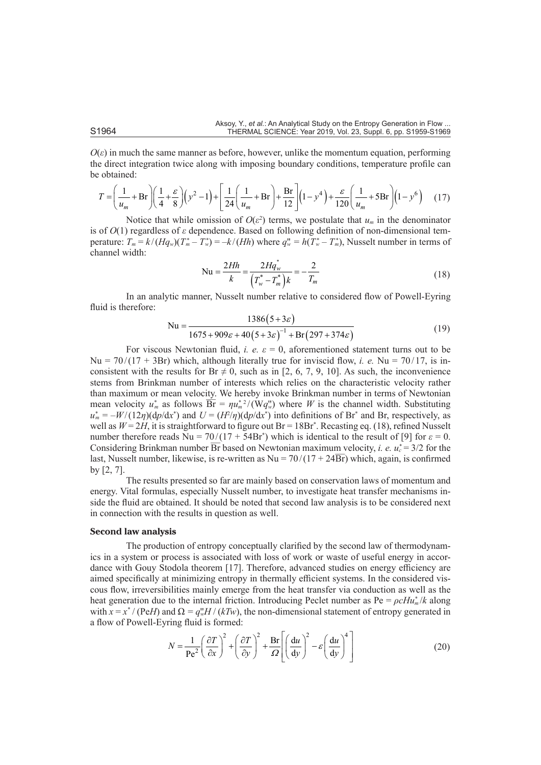$O(\varepsilon)$ in much the same manner as before, however, unlike the momentum equation, performing the direct integration twice along with imposing boundary conditions, temperature profile can be obtained:

$$T = \left(\frac{1}{u_m} + \text{Br}\right)\left(\frac{1}{4} + \frac{\varepsilon}{8}\right)\left(y^2 - 1\right) + \left[\frac{1}{24}\left(\frac{1}{u_m} + \text{Br}\right) + \frac{\text{Br}}{12}\right]\left(1 - y^4\right) + \frac{\varepsilon}{120}\left(\frac{1}{u_m} + 5\text{Br}\right)\left(1 - y^6\right) \quad (17)$$

Notice that while omission of $O(\varepsilon^2)$ terms, we postulate that $u_m$ in the denominator is of $O(1)$ regardless of $\varepsilon$ dependence. Based on following definition of non-dimensional temperature: $T_m = k/(Hq_w)(T_m^* - T_w^*) = -k/(Hh)$ where $q_w'' = h(T_w^* - T_m^*)$, Nusselt number in terms of channel width:

$$\text{Nu} = \frac{2Hh}{k} = \frac{2Hq_w^*}{\left(T_w^* - T_m^*\right)k} = -\frac{2}{T_m} \quad (18)$$

In an analytic manner, Nusselt number relative to considered flow of Powell-Eyring fluid is therefore:

$$\text{Nu} = \frac{1386(5 + 3\varepsilon)}{1675 + 909\varepsilon + 40(5 + 3\varepsilon)^{-1} + \text{Br}(297 + 374\varepsilon)} \quad (19)$$

For viscous Newtonian fluid, *i. e.* $\varepsilon = 0$, aforementioned statement turns out to be $\text{Nu} = 70/(17 + 3\text{Br})$ which, although literally true for inviscid flow, *i. e.* $\text{Nu} = 70/17$, is inconsistent with the results for $\text{Br} \neq 0$, such as in [2, 6, 7, 9, 10]. As such, the inconvenience stems from Brinkman number of interests which relies on the characteristic velocity rather than maximum or mean velocity. We hereby invoke Brinkman number in terms of Newtonian mean velocity $u_m^*$ as follows $\overline{\text{Br}} = \eta u_m^{*2}/(\text{W}q_w'')$ where $W$ is the channel width. Substituting $u_m^* = -W/(12\eta)(\text{d}p/\text{d}x^*)$ and $U = (H^2/\eta)(\text{d}p/\text{d}x^*)$ into definitions of $\text{Br}^*$ and Br, respectively, as well as $W = 2H$, it is straightforward to figure out $\text{Br} = 18\text{Br}^*$. Recasting eq. (18), refined Nusselt number therefore reads $\text{Nu} = 70/(17 + 54\text{Br}^*)$ which is identical to the result of [9] for $\varepsilon = 0$. Considering Brinkman number $\overline{\text{Br}}$ based on Newtonian maximum velocity, *i. e.* $u_c^* = 3/2$ for the last, Nusselt number, likewise, is re-written as $\text{Nu} = 70/(17 + 24\overline{\text{Br}})$ which, again, is confirmed by [2, 7].

The results presented so far are mainly based on conservation laws of momentum and energy. Vital formulas, especially Nusselt number, to investigate heat transfer mechanisms inside the fluid are obtained. It should be noted that second law analysis is to be considered next in connection with the results in question as well.

### Second law analysis

The production of entropy conceptually clarified by the second law of thermodynamics in a system or process is associated with loss of work or waste of useful energy in accordance with Gouy Stodola theorem [17]. Therefore, advanced studies on energy efficiency are aimed specifically at minimizing entropy in thermally efficient systems. In the considered viscous flow, irreversibilities mainly emerge from the heat transfer via conduction as well as the heat generation due to the internal friction. Introducing Peclet number as $\text{Pe} = \rho c H u_m^*/k$ along with $x = x^*/(\text{Pe}H)$ and $\Omega = q_w'' H/(kTw)$, the non-dimensional statement of entropy generated in a flow of Powell-Eyring fluid is formed:

$$N = \frac{1}{\text{Pe}^2}\left(\frac{\partial T}{\partial x}\right)^2 + \left(\frac{\partial T}{\partial y}\right)^2 + \frac{\text{Br}}{\Omega}\left[\left(\frac{\text{d}u}{\text{d}y}\right)^2 - \varepsilon\left(\frac{\text{d}u}{\text{d}y}\right)^4\right] \quad (20)$$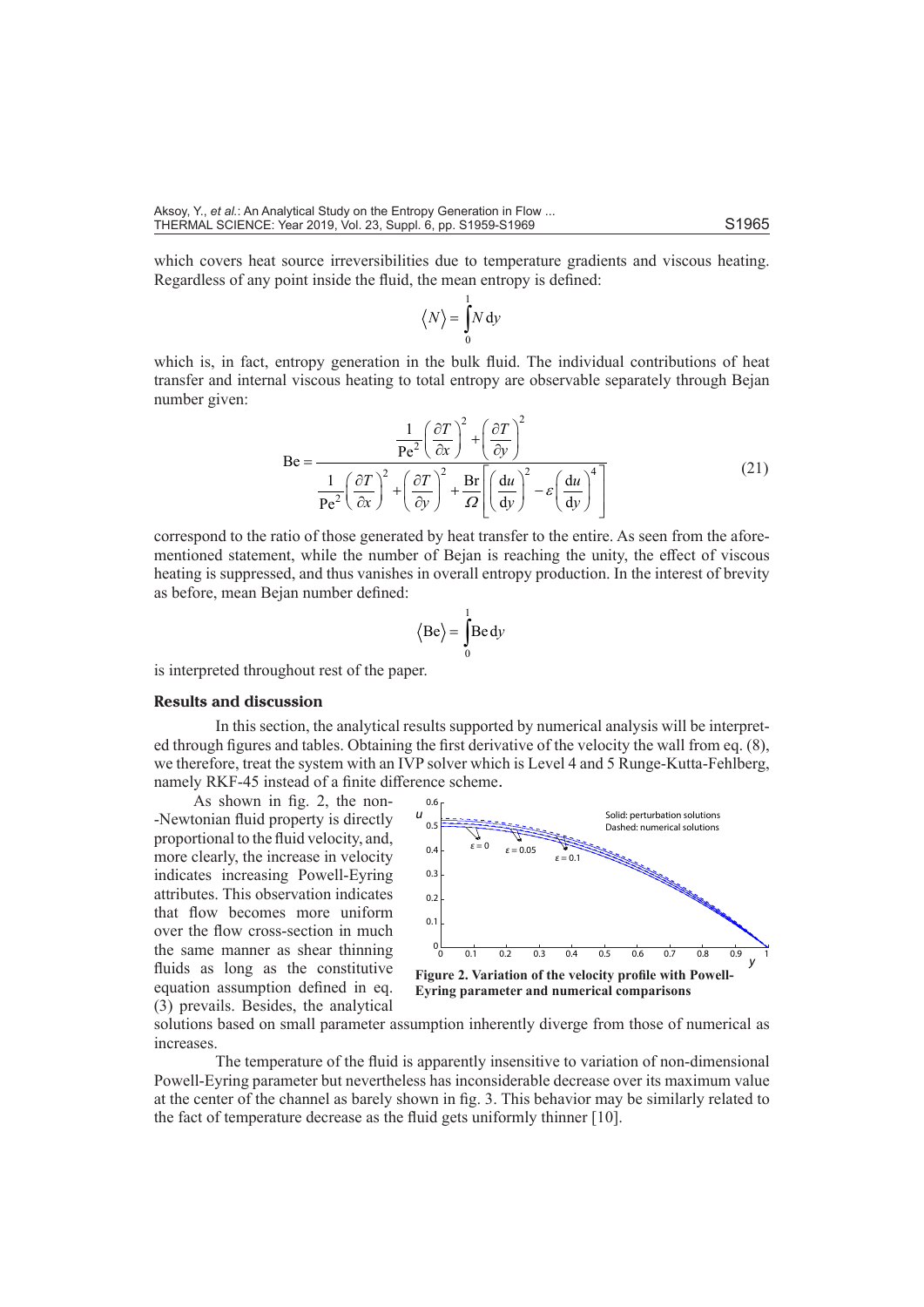which covers heat source irreversibilities due to temperature gradients and viscous heating. Regardless of any point inside the fluid, the mean entropy is defined:

$$\langle N \rangle = \int_0^1 N \, \mathrm{d}y$$

which is, in fact, entropy generation in the bulk fluid. The individual contributions of heat transfer and internal viscous heating to total entropy are observable separately through Bejan number given:

$$\mathrm{Be} = \frac{\dfrac{1}{\mathrm{Pe}^2}\left(\dfrac{\partial T}{\partial x}\right)^2 + \left(\dfrac{\partial T}{\partial y}\right)^2}{\dfrac{1}{\mathrm{Pe}^2}\left(\dfrac{\partial T}{\partial x}\right)^2 + \left(\dfrac{\partial T}{\partial y}\right)^2 + \dfrac{\mathrm{Br}}{\Omega}\left[\left(\dfrac{\mathrm{d}u}{\mathrm{d}y}\right)^2 - \varepsilon\left(\dfrac{\mathrm{d}u}{\mathrm{d}y}\right)^4\right]} \tag{21}$$

correspond to the ratio of those generated by heat transfer to the entire. As seen from the aforementioned statement, while the number of Bejan is reaching the unity, the effect of viscous heating is suppressed, and thus vanishes in overall entropy production. In the interest of brevity as before, mean Bejan number defined:

$$\langle \mathrm{Be} \rangle = \int_0^1 \mathrm{Be} \, \mathrm{d}y$$

is interpreted throughout rest of the paper.

## Results and discussion

In this section, the analytical results supported by numerical analysis will be interpreted through figures and tables. Obtaining the first derivative of the velocity the wall from eq. (8), we therefore, treat the system with an IVP solver which is Level 4 and 5 Runge-Kutta-Fehlberg, namely RKF-45 instead of a finite difference scheme.

As shown in fig. 2, the non-Newtonian fluid property is directly proportional to the fluid velocity, and, more clearly, the increase in velocity indicates increasing Powell-Eyring attributes. This observation indicates that flow becomes more uniform over the flow cross-section in much the same manner as shear thinning fluids as long as the constitutive equation assumption defined in eq. (3) prevails. Besides, the analytical solutions based on small parameter assumption inherently diverge from those of numerical as increases.

**Figure 2. Variation of the velocity profile with Powell-Eyring parameter and numerical comparisons**

The temperature of the fluid is apparently insensitive to variation of non-dimensional Powell-Eyring parameter but nevertheless has inconsiderable decrease over its maximum value at the center of the channel as barely shown in fig. 3. This behavior may be similarly related to the fact of temperature decrease as the fluid gets uniformly thinner [10].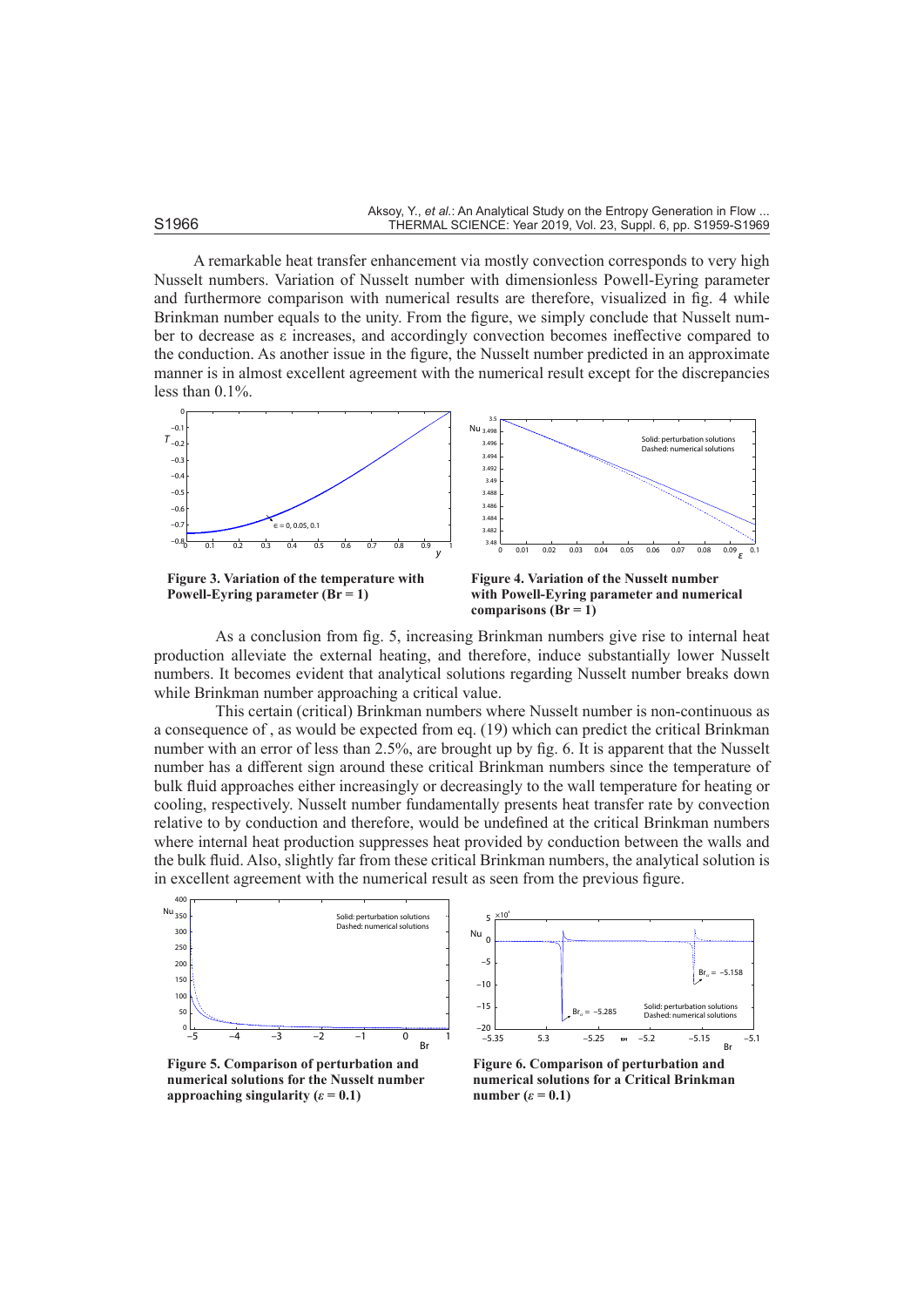A remarkable heat transfer enhancement via mostly convection corresponds to very high Nusselt numbers. Variation of Nusselt number with dimensionless Powell-Eyring parameter and furthermore comparison with numerical results are therefore, visualized in fig. 4 while Brinkman number equals to the unity. From the figure, we simply conclude that Nusselt number to decrease as ε increases, and accordingly convection becomes ineffective compared to the conduction. As another issue in the figure, the Nusselt number predicted in an approximate manner is in almost excellent agreement with the numerical result except for the discrepancies less than 0.1%.

**Figure 3. Variation of the temperature with Powell-Eyring parameter (Br = 1)**

**Figure 4. Variation of the Nusselt number with Powell-Eyring parameter and numerical comparisons (Br = 1)**

As a conclusion from fig. 5, increasing Brinkman numbers give rise to internal heat production alleviate the external heating, and therefore, induce substantially lower Nusselt numbers. It becomes evident that analytical solutions regarding Nusselt number breaks down while Brinkman number approaching a critical value.

This certain (critical) Brinkman numbers where Nusselt number is non-continuous as a consequence of , as would be expected from eq. (19) which can predict the critical Brinkman number with an error of less than 2.5%, are brought up by fig. 6. It is apparent that the Nusselt number has a different sign around these critical Brinkman numbers since the temperature of bulk fluid approaches either increasingly or decreasingly to the wall temperature for heating or cooling, respectively. Nusselt number fundamentally presents heat transfer rate by convection relative to by conduction and therefore, would be undefined at the critical Brinkman numbers where internal heat production suppresses heat provided by conduction between the walls and the bulk fluid. Also, slightly far from these critical Brinkman numbers, the analytical solution is in excellent agreement with the numerical result as seen from the previous figure.

**Figure 5. Comparison of perturbation and numerical solutions for the Nusselt number approaching singularity ($\varepsilon = 0.1$)**

**Figure 6. Comparison of perturbation and numerical solutions for a Critical Brinkman number ($\varepsilon = 0.1$)**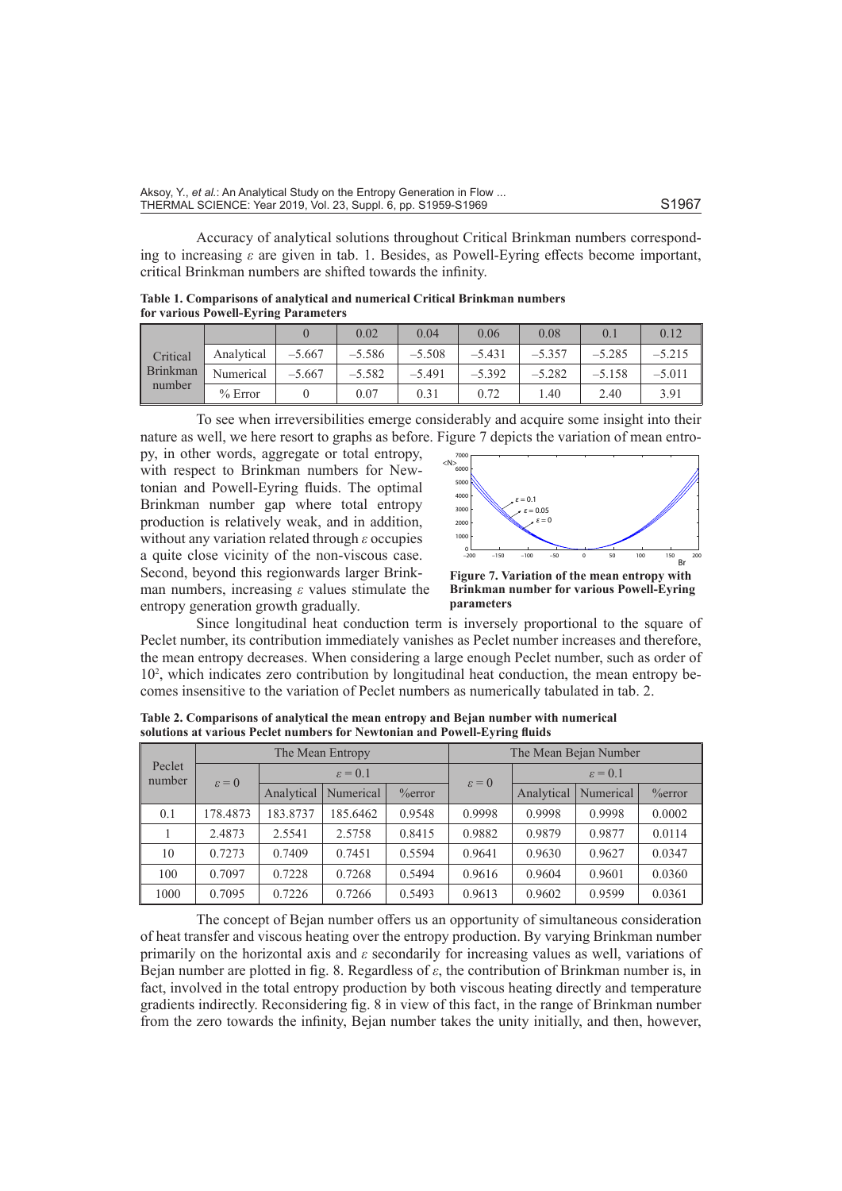Accuracy of analytical solutions throughout Critical Brinkman numbers corresponding to increasing $\varepsilon$ are given in tab. 1. Besides, as Powell-Eyring effects become important, critical Brinkman numbers are shifted towards the infinity.

**Table 1. Comparisons of analytical and numerical Critical Brinkman numbers for various Powell-Eyring Parameters**

| | | 0 | 0.02 | 0.04 | 0.06 | 0.08 | 0.1 | 0.12 |
|---|---|---|---|---|---|---|---|---|
| Critical Brinkman number | Analytical | –5.667 | –5.586 | –5.508 | –5.431 | –5.357 | –5.285 | –5.215 |
| | Numerical | –5.667 | –5.582 | –5.491 | –5.392 | –5.282 | –5.158 | –5.011 |
| | % Error | 0 | 0.07 | 0.31 | 0.72 | 1.40 | 2.40 | 3.91 |

To see when irreversibilities emerge considerably and acquire some insight into their nature as well, we here resort to graphs as before. Figure 7 depicts the variation of mean entropy, in other words, aggregate or total entropy, with respect to Brinkman numbers for Newtonian and Powell-Eyring fluids. The optimal Brinkman number gap where total entropy production is relatively weak, and in addition, without any variation related through $\varepsilon$ occupies a quite close vicinity of the non-viscous case. Second, beyond this regionwards larger Brinkman numbers, increasing $\varepsilon$ values stimulate the entropy generation growth gradually.

**Figure 7. Variation of the mean entropy with Brinkman number for various Powell-Eyring parameters**

Since longitudinal heat conduction term is inversely proportional to the square of Peclet number, its contribution immediately vanishes as Peclet number increases and therefore, the mean entropy decreases. When considering a large enough Peclet number, such as order of $10^2$, which indicates zero contribution by longitudinal heat conduction, the mean entropy becomes insensitive to the variation of Peclet numbers as numerically tabulated in tab. 2.

**Table 2. Comparisons of analytical the mean entropy and Bejan number with numerical solutions at various Peclet numbers for Newtonian and Powell-Eyring fluids**

| Peclet number | The Mean Entropy | | | | The Mean Bejan Number | | | |
|---|---|---|---|---|---|---|---|---|
| | $\varepsilon = 0$ | $\varepsilon = 0.1$ | | | $\varepsilon = 0$ | $\varepsilon = 0.1$ | | |
| | | Analytical | Numerical | %error | | Analytical | Numerical | %error |
| 0.1 | 178.4873 | 183.8737 | 185.6462 | 0.9548 | 0.9998 | 0.9998 | 0.9998 | 0.0002 |
| 1 | 2.4873 | 2.5541 | 2.5758 | 0.8415 | 0.9882 | 0.9879 | 0.9877 | 0.0114 |
| 10 | 0.7273 | 0.7409 | 0.7451 | 0.5594 | 0.9641 | 0.9630 | 0.9627 | 0.0347 |
| 100 | 0.7097 | 0.7228 | 0.7268 | 0.5494 | 0.9616 | 0.9604 | 0.9601 | 0.0360 |
| 1000 | 0.7095 | 0.7226 | 0.7266 | 0.5493 | 0.9613 | 0.9602 | 0.9599 | 0.0361 |

The concept of Bejan number offers us an opportunity of simultaneous consideration of heat transfer and viscous heating over the entropy production. By varying Brinkman number primarily on the horizontal axis and $\varepsilon$ secondarily for increasing values as well, variations of Bejan number are plotted in fig. 8. Regardless of $\varepsilon$, the contribution of Brinkman number is, in fact, involved in the total entropy production by both viscous heating directly and temperature gradients indirectly. Reconsidering fig. 8 in view of this fact, in the range of Brinkman number from the zero towards the infinity, Bejan number takes the unity initially, and then, however,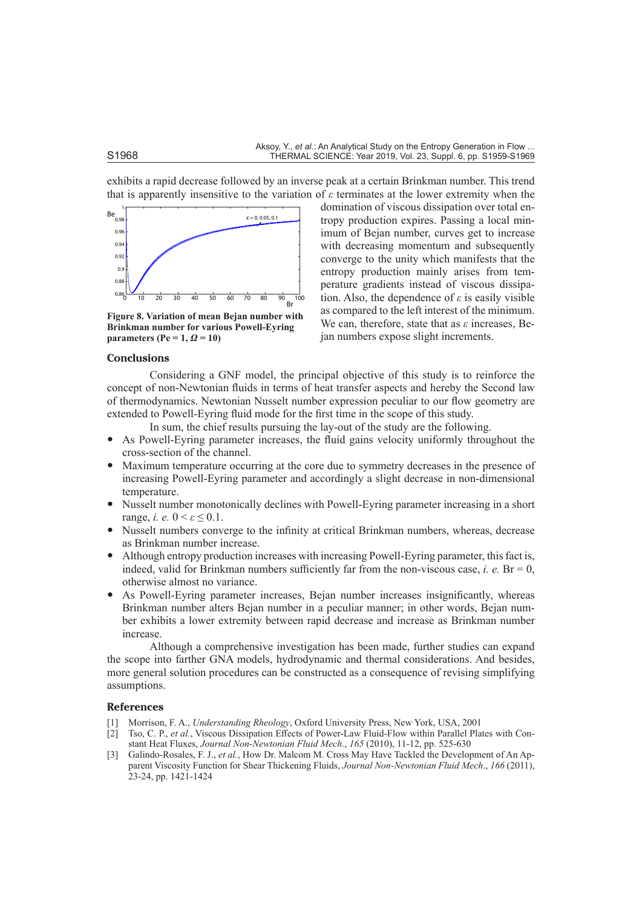exhibits a rapid decrease followed by an inverse peak at a certain Brinkman number. This trend that is apparently insensitive to the variation of $\varepsilon$ terminates at the lower extremity when the domination of viscous dissipation over total entropy production expires. Passing a local minimum of Bejan number, curves get to increase with decreasing momentum and subsequently converge to the unity which manifests that the entropy production mainly arises from temperature gradients instead of viscous dissipation. Also, the dependence of $\varepsilon$ is easily visible as compared to the left interest of the minimum. We can, therefore, state that as $\varepsilon$ increases, Bejan numbers expose slight increments.

**Figure 8. Variation of mean Bejan number with Brinkman number for various Powell-Eyring parameters (Pe = 1, $\Omega$ = 10)**

### Conclusions

Considering a GNF model, the principal objective of this study is to reinforce the concept of non-Newtonian fluids in terms of heat transfer aspects and hereby the Second law of thermodynamics. Newtonian Nusselt number expression peculiar to our flow geometry are extended to Powell-Eyring fluid mode for the first time in the scope of this study.

In sum, the chief results pursuing the lay-out of the study are the following.

- As Powell-Eyring parameter increases, the fluid gains velocity uniformly throughout the cross-section of the channel.
- Maximum temperature occurring at the core due to symmetry decreases in the presence of increasing Powell-Eyring parameter and accordingly a slight decrease in non-dimensional temperature.
- Nusselt number monotonically declines with Powell-Eyring parameter increasing in a short range, *i. e.* $0 < \varepsilon \leq 0.1$.
- Nusselt numbers converge to the infinity at critical Brinkman numbers, whereas, decrease as Brinkman number increase.
- Although entropy production increases with increasing Powell-Eyring parameter, this fact is, indeed, valid for Brinkman numbers sufficiently far from the non-viscous case, *i. e.* Br = 0, otherwise almost no variance.
- As Powell-Eyring parameter increases, Bejan number increases insignificantly, whereas Brinkman number alters Bejan number in a peculiar manner; in other words, Bejan number exhibits a lower extremity between rapid decrease and increase as Brinkman number increase.

Although a comprehensive investigation has been made, further studies can expand the scope into farther GNA models, hydrodynamic and thermal considerations. And besides, more general solution procedures can be constructed as a consequence of revising simplifying assumptions.

### References

[1] Morrison, F. A., *Understanding Rheology*, Oxford University Press, New York, USA, 2001

[2] Tso, C. P., *et al.*, Viscous Dissipation Effects of Power-Law Fluid-Flow within Parallel Plates with Constant Heat Fluxes, *Journal Non-Newtonian Fluid Mech.*, *165* (2010), 11-12, pp. 525-630

[3] Galindo-Rosales, F. J., *et al.*, How Dr. Malcom M. Cross May Have Tackled the Development of An Apparent Viscosity Function for Shear Thickening Fluids, *Journal Non-Newtonian Fluid Mech.*, *166* (2011), 23-24, pp. 1421-1424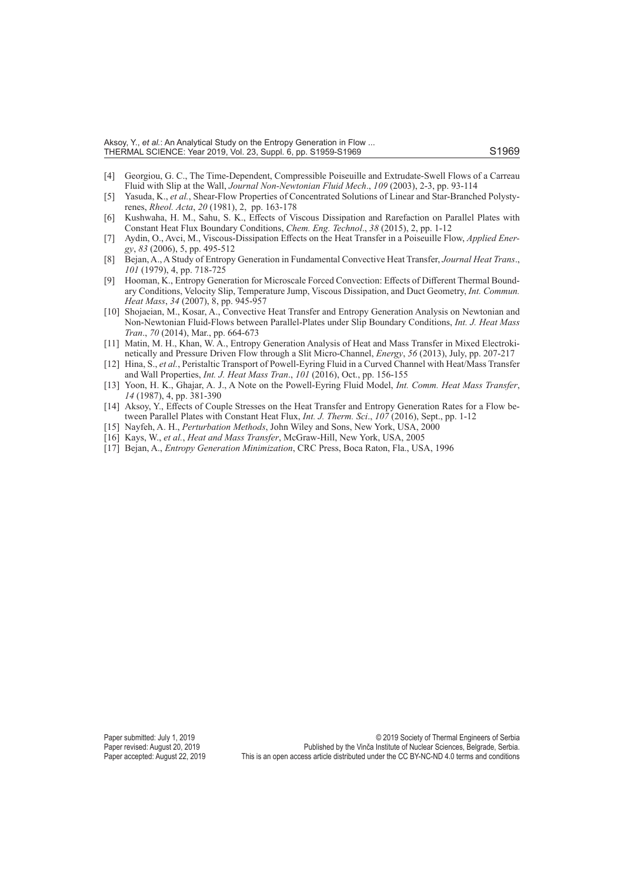[4] Georgiou, G. C., The Time-Dependent, Compressible Poiseuille and Extrudate-Swell Flows of a Carreau Fluid with Slip at the Wall, *Journal Non-Newtonian Fluid Mech*., *109* (2003), 2-3, pp. 93-114

[5] Yasuda, K., *et al.*, Shear-Flow Properties of Concentrated Solutions of Linear and Star-Branched Polystyrenes, *Rheol. Acta*, *20* (1981), 2, pp. 163-178

[6] Kushwaha, H. M., Sahu, S. K., Effects of Viscous Dissipation and Rarefaction on Parallel Plates with Constant Heat Flux Boundary Conditions, *Chem. Eng. Technol*., *38* (2015), 2, pp. 1-12

[7] Aydin, O., Avci, M., Viscous-Dissipation Effects on the Heat Transfer in a Poiseuille Flow, *Applied Energy*, *83* (2006), 5, pp. 495-512

[8] Bejan, A., A Study of Entropy Generation in Fundamental Convective Heat Transfer, *Journal Heat Trans*., *101* (1979), 4, pp. 718-725

[9] Hooman, K., Entropy Generation for Microscale Forced Convection: Effects of Different Thermal Boundary Conditions, Velocity Slip, Temperature Jump, Viscous Dissipation, and Duct Geometry, *Int. Commun. Heat Mass*, *34* (2007), 8, pp. 945-957

[10] Shojaeian, M., Kosar, A., Convective Heat Transfer and Entropy Generation Analysis on Newtonian and Non-Newtonian Fluid-Flows between Parallel-Plates under Slip Boundary Conditions, *Int. J. Heat Mass Tran*., *70* (2014), Mar., pp. 664-673

[11] Matin, M. H., Khan, W. A., Entropy Generation Analysis of Heat and Mass Transfer in Mixed Electrokinetically and Pressure Driven Flow through a Slit Micro-Channel, *Energy*, *56* (2013), July, pp. 207-217

[12] Hina, S., *et al.*, Peristaltic Transport of Powell-Eyring Fluid in a Curved Channel with Heat/Mass Transfer and Wall Properties, *Int. J. Heat Mass Tran*., *101* (2016), Oct., pp. 156-155

[13] Yoon, H. K., Ghajar, A. J., A Note on the Powell-Eyring Fluid Model, *Int. Comm. Heat Mass Transfer*, *14* (1987), 4, pp. 381-390

[14] Aksoy, Y., Effects of Couple Stresses on the Heat Transfer and Entropy Generation Rates for a Flow between Parallel Plates with Constant Heat Flux, *Int. J. Therm. Sci*., *107* (2016), Sept., pp. 1-12

[15] Nayfeh, A. H., *Perturbation Methods*, John Wiley and Sons, New York, USA, 2000

[16] Kays, W., *et al.*, *Heat and Mass Transfer*, McGraw-Hill, New York, USA, 2005

[17] Bejan, A., *Entropy Generation Minimization*, CRC Press, Boca Raton, Fla., USA, 1996

Paper submitted: July 1, 2019
Paper revised: August 20, 2019
Paper accepted: August 22, 2019

© 2019 Society of Thermal Engineers of Serbia
Published by the Vinča Institute of Nuclear Sciences, Belgrade, Serbia.
This is an open access article distributed under the CC BY-NC-ND 4.0 terms and conditions